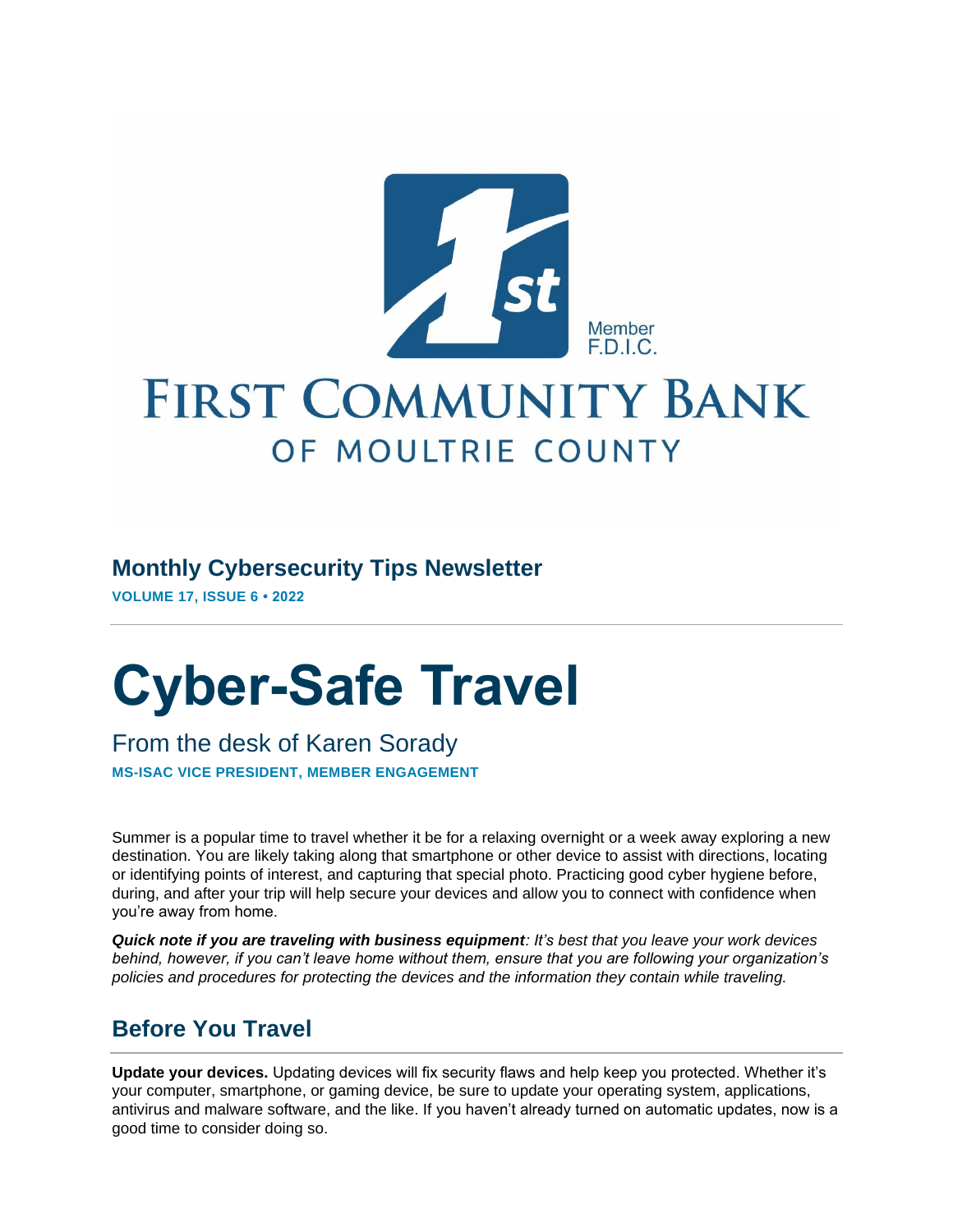Member F.D.I.C.

# FIRST COMMUNITY BANK OF MOULTRIE COUNTY

## Monthly Cybersecurity Tips Newsletter

**VOLUME 17, ISSUE 6 • 2022**

# Cyber-Safe Travel

From the desk of Karen Sorady

**MS-ISAC VICE PRESIDENT, MEMBER ENGAGEMENT**

Summer is a popular time to travel whether it be for a relaxing overnight or a week away exploring a new destination. You are likely taking along that smartphone or other device to assist with directions, locating or identifying points of interest, and capturing that special photo. Practicing good cyber hygiene before, during, and after your trip will help secure your devices and allow you to connect with confidence when you're away from home.

***Quick note if you are traveling with business equipment****: It's best that you leave your work devices behind, however, if you can't leave home without them, ensure that you are following your organization's policies and procedures for protecting the devices and the information they contain while traveling.*

## Before You Travel

**Update your devices.** Updating devices will fix security flaws and help keep you protected. Whether it's your computer, smartphone, or gaming device, be sure to update your operating system, applications, antivirus and malware software, and the like. If you haven't already turned on automatic updates, now is a good time to consider doing so.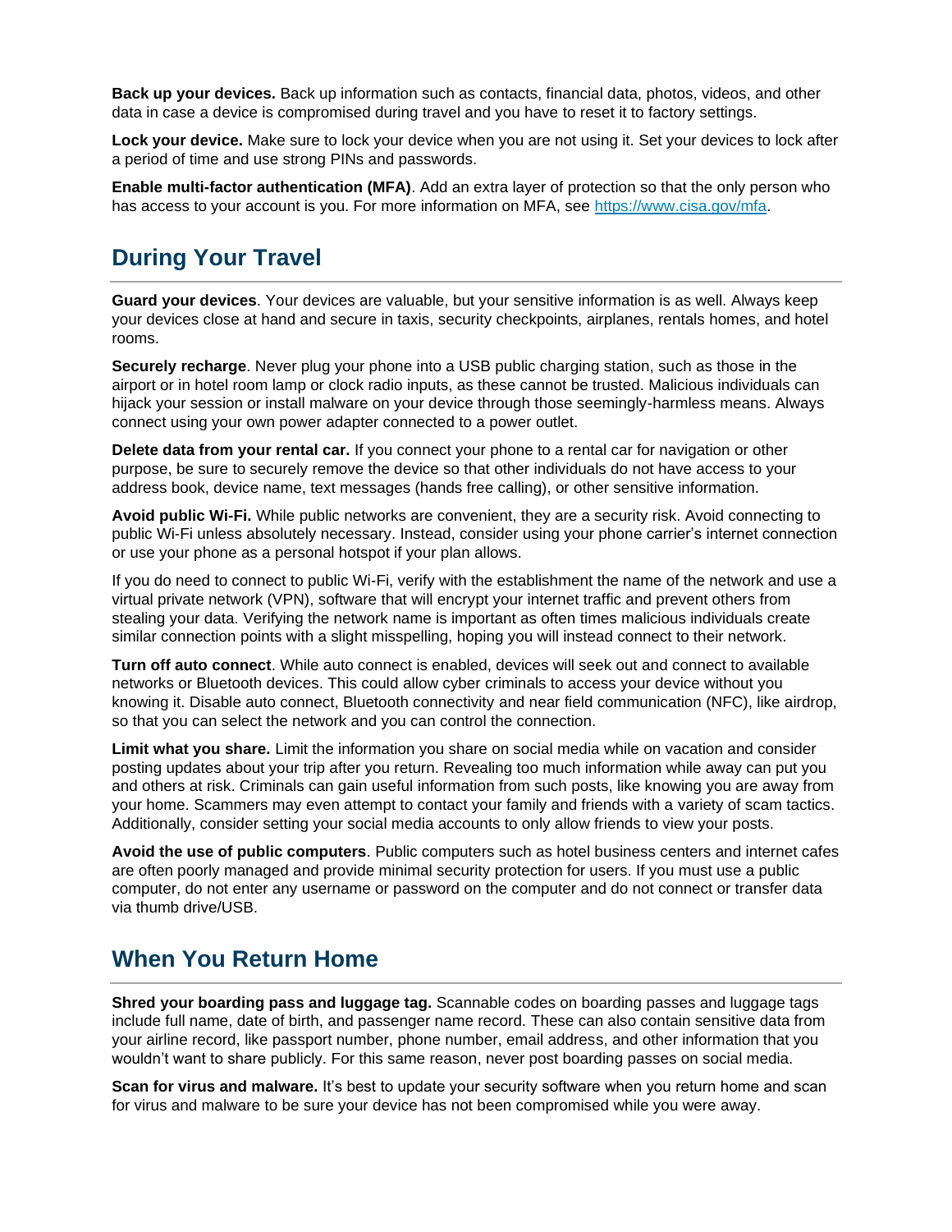**Back up your devices.** Back up information such as contacts, financial data, photos, videos, and other data in case a device is compromised during travel and you have to reset it to factory settings.

**Lock your device.** Make sure to lock your device when you are not using it. Set your devices to lock after a period of time and use strong PINs and passwords.

**Enable multi-factor authentication (MFA)**. Add an extra layer of protection so that the only person who has access to your account is you. For more information on MFA, see [https://www.cisa.gov/mfa](https://www.cisa.gov/mfa).

## During Your Travel

**Guard your devices**. Your devices are valuable, but your sensitive information is as well. Always keep your devices close at hand and secure in taxis, security checkpoints, airplanes, rentals homes, and hotel rooms.

**Securely recharge**. Never plug your phone into a USB public charging station, such as those in the airport or in hotel room lamp or clock radio inputs, as these cannot be trusted. Malicious individuals can hijack your session or install malware on your device through those seemingly-harmless means. Always connect using your own power adapter connected to a power outlet.

**Delete data from your rental car.** If you connect your phone to a rental car for navigation or other purpose, be sure to securely remove the device so that other individuals do not have access to your address book, device name, text messages (hands free calling), or other sensitive information.

**Avoid public Wi-Fi.** While public networks are convenient, they are a security risk. Avoid connecting to public Wi-Fi unless absolutely necessary. Instead, consider using your phone carrier's internet connection or use your phone as a personal hotspot if your plan allows.

If you do need to connect to public Wi-Fi, verify with the establishment the name of the network and use a virtual private network (VPN), software that will encrypt your internet traffic and prevent others from stealing your data. Verifying the network name is important as often times malicious individuals create similar connection points with a slight misspelling, hoping you will instead connect to their network.

**Turn off auto connect**. While auto connect is enabled, devices will seek out and connect to available networks or Bluetooth devices. This could allow cyber criminals to access your device without you knowing it. Disable auto connect, Bluetooth connectivity and near field communication (NFC), like airdrop, so that you can select the network and you can control the connection.

**Limit what you share.** Limit the information you share on social media while on vacation and consider posting updates about your trip after you return. Revealing too much information while away can put you and others at risk. Criminals can gain useful information from such posts, like knowing you are away from your home. Scammers may even attempt to contact your family and friends with a variety of scam tactics. Additionally, consider setting your social media accounts to only allow friends to view your posts.

**Avoid the use of public computers**. Public computers such as hotel business centers and internet cafes are often poorly managed and provide minimal security protection for users. If you must use a public computer, do not enter any username or password on the computer and do not connect or transfer data via thumb drive/USB.

## When You Return Home

**Shred your boarding pass and luggage tag.** Scannable codes on boarding passes and luggage tags include full name, date of birth, and passenger name record. These can also contain sensitive data from your airline record, like passport number, phone number, email address, and other information that you wouldn't want to share publicly. For this same reason, never post boarding passes on social media.

**Scan for virus and malware.** It's best to update your security software when you return home and scan for virus and malware to be sure your device has not been compromised while you were away.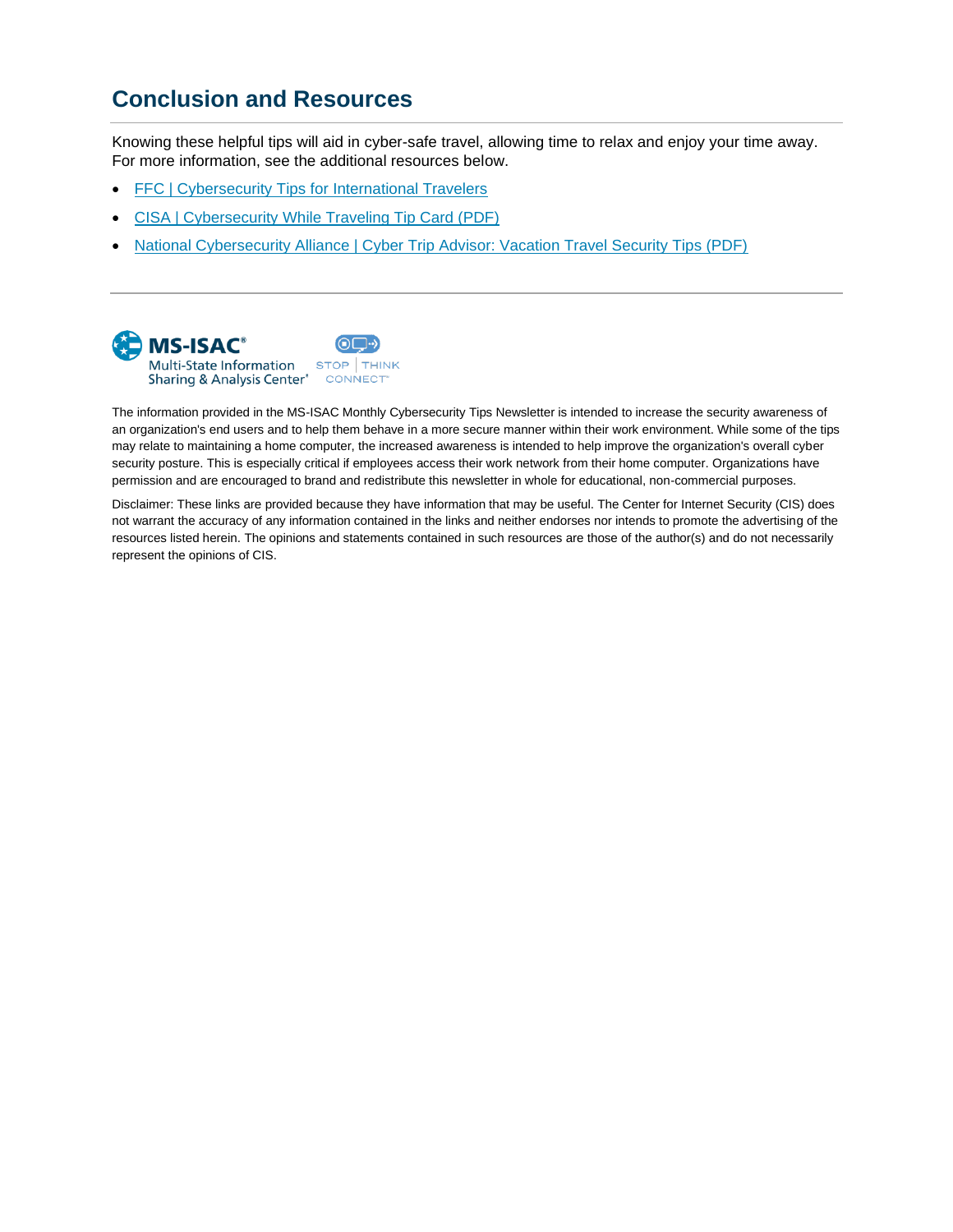## Conclusion and Resources

Knowing these helpful tips will aid in cyber-safe travel, allowing time to relax and enjoy your time away. For more information, see the additional resources below.

- FFC | Cybersecurity Tips for International Travelers
- CISA | Cybersecurity While Traveling Tip Card (PDF)
- National Cybersecurity Alliance | Cyber Trip Advisor: Vacation Travel Security Tips (PDF)

---

MS-ISAC® Multi-State Information Sharing & Analysis Center®

STOP | THINK CONNECT™

The information provided in the MS-ISAC Monthly Cybersecurity Tips Newsletter is intended to increase the security awareness of an organization's end users and to help them behave in a more secure manner within their work environment. While some of the tips may relate to maintaining a home computer, the increased awareness is intended to help improve the organization's overall cyber security posture. This is especially critical if employees access their work network from their home computer. Organizations have permission and are encouraged to brand and redistribute this newsletter in whole for educational, non-commercial purposes.

Disclaimer: These links are provided because they have information that may be useful. The Center for Internet Security (CIS) does not warrant the accuracy of any information contained in the links and neither endorses nor intends to promote the advertising of the resources listed herein. The opinions and statements contained in such resources are those of the author(s) and do not necessarily represent the opinions of CIS.